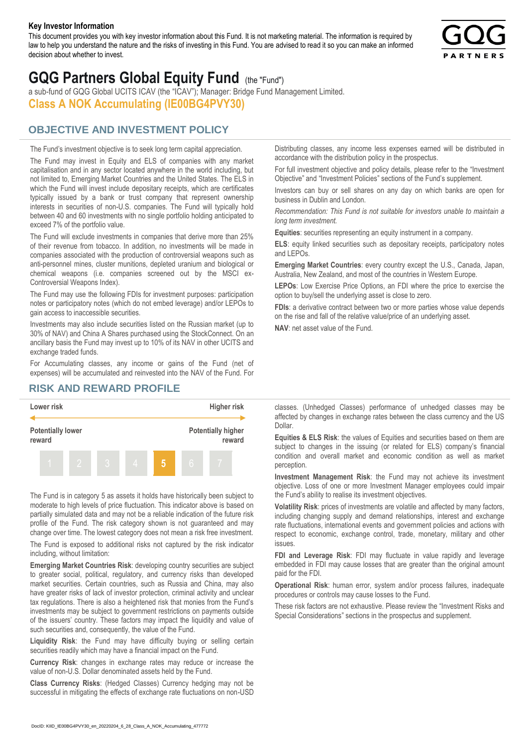**Key Investor Information**

This document provides you with key investor information about this Fund. It is not marketing material. The information is required by law to help you understand the nature and the risks of investing in this Fund. You are advised to read it so you can make an informed decision about whether to invest.

# GQG Partners Global Equity Fund (the "Fund")

a sub-fund of GQG Global UCITS ICAV (the "ICAV"); Manager: Bridge Fund Management Limited.

## Class A NOK Accumulating (IE00BG4PVY30)

## OBJECTIVE AND INVESTMENT POLICY

The Fund's investment objective is to seek long term capital appreciation.

The Fund may invest in Equity and ELS of companies with any market capitalisation and in any sector located anywhere in the world including, but not limited to, Emerging Market Countries and the United States. The ELS in which the Fund will invest include depositary receipts, which are certificates typically issued by a bank or trust company that represent ownership interests in securities of non-U.S. companies. The Fund will typically hold between 40 and 60 investments with no single portfolio holding anticipated to exceed 7% of the portfolio value.

The Fund will exclude investments in companies that derive more than 25% of their revenue from tobacco. In addition, no investments will be made in companies associated with the production of controversial weapons such as anti-personnel mines, cluster munitions, depleted uranium and biological or chemical weapons (i.e. companies screened out by the MSCI ex-Controversial Weapons Index).

The Fund may use the following FDIs for investment purposes: participation notes or participatory notes (which do not embed leverage) and/or LEPOs to gain access to inaccessible securities.

Investments may also include securities listed on the Russian market (up to 30% of NAV) and China A Shares purchased using the StockConnect. On an ancillary basis the Fund may invest up to 10% of its NAV in other UCITS and exchange traded funds.

For Accumulating classes, any income or gains of the Fund (net of expenses) will be accumulated and reinvested into the NAV of the Fund. For Distributing classes, any income less expenses earned will be distributed in accordance with the distribution policy in the prospectus.

For full investment objective and policy details, please refer to the "Investment Objective" and "Investment Policies" sections of the Fund's supplement.

Investors can buy or sell shares on any day on which banks are open for business in Dublin and London.

*Recommendation: This Fund is not suitable for investors unable to maintain a long term investment.*

**Equities**: securities representing an equity instrument in a company.

**ELS**: equity linked securities such as depositary receipts, participatory notes and LEPOs.

**Emerging Market Countries**: every country except the U.S., Canada, Japan, Australia, New Zealand, and most of the countries in Western Europe.

**LEPOs**: Low Exercise Price Options, an FDI where the price to exercise the option to buy/sell the underlying asset is close to zero.

**FDIs**: a derivative contract between two or more parties whose value depends on the rise and fall of the relative value/price of an underlying asset.

**NAV**: net asset value of the Fund.

## RISK AND REWARD PROFILE

| Lower risk | | | | | | Higher risk |
|---|---|---|---|---|---|---|
| Potentially lower reward | | | | | | Potentially higher reward |
| 1 | 2 | 3 | 4 | **5** | 6 | 7 |

The Fund is in category 5 as assets it holds have historically been subject to moderate to high levels of price fluctuation. This indicator above is based on partially simulated data and may not be a reliable indication of the future risk profile of the Fund. The risk category shown is not guaranteed and may change over time. The lowest category does not mean a risk free investment.

The Fund is exposed to additional risks not captured by the risk indicator including, without limitation:

**Emerging Market Countries Risk**: developing country securities are subject to greater social, political, regulatory, and currency risks than developed market securities. Certain countries, such as Russia and China, may also have greater risks of lack of investor protection, criminal activity and unclear tax regulations. There is also a heightened risk that monies from the Fund's investments may be subject to government restrictions on payments outside of the issuers' country. These factors may impact the liquidity and value of such securities and, consequently, the value of the Fund.

**Liquidity Risk**: the Fund may have difficulty buying or selling certain securities readily which may have a financial impact on the Fund.

**Currency Risk**: changes in exchange rates may reduce or increase the value of non-U.S. Dollar denominated assets held by the Fund.

**Class Currency Risks**: (Hedged Classes) Currency hedging may not be successful in mitigating the effects of exchange rate fluctuations on non-USD classes. (Unhedged Classes) performance of unhedged classes may be affected by changes in exchange rates between the class currency and the US Dollar.

**Equities & ELS Risk**: the values of Equities and securities based on them are subject to changes in the issuing (or related for ELS) company's financial condition and overall market and economic condition as well as market perception.

**Investment Management Risk**: the Fund may not achieve its investment objective. Loss of one or more Investment Manager employees could impair the Fund's ability to realise its investment objectives.

**Volatility Risk**: prices of investments are volatile and affected by many factors, including changing supply and demand relationships, interest and exchange rate fluctuations, international events and government policies and actions with respect to economic, exchange control, trade, monetary, military and other issues.

**FDI and Leverage Risk**: FDI may fluctuate in value rapidly and leverage embedded in FDI may cause losses that are greater than the original amount paid for the FDI.

**Operational Risk**: human error, system and/or process failures, inadequate procedures or controls may cause losses to the Fund.

These risk factors are not exhaustive. Please review the "Investment Risks and Special Considerations" sections in the prospectus and supplement.

DocID: KIID_IE00BG4PVY30_en_20220204_6_28_Class_A_NOK_Accumulating_477772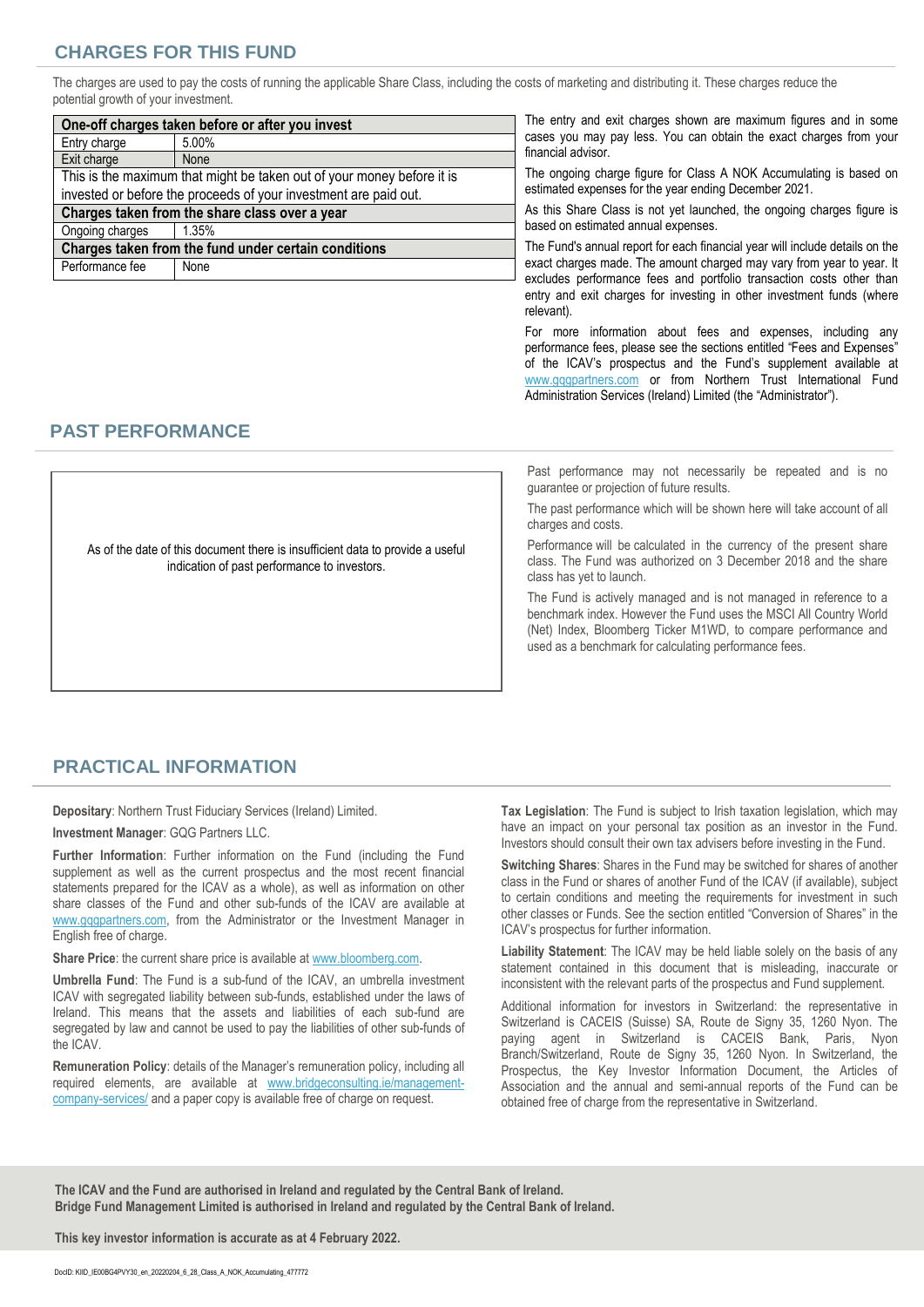## CHARGES FOR THIS FUND

The charges are used to pay the costs of running the applicable Share Class, including the costs of marketing and distributing it. These charges reduce the potential growth of your investment.

| One-off charges taken before or after you invest | |
|---|---|
| Entry charge | 5.00% |
| Exit charge | None |
| This is the maximum that might be taken out of your money before it is invested or before the proceeds of your investment are paid out. | |
| **Charges taken from the share class over a year** | |
| Ongoing charges | 1.35% |
| **Charges taken from the fund under certain conditions** | |
| Performance fee | None |

The entry and exit charges shown are maximum figures and in some cases you may pay less. You can obtain the exact charges from your financial advisor.

The ongoing charge figure for Class A NOK Accumulating is based on estimated expenses for the year ending December 2021.

As this Share Class is not yet launched, the ongoing charges figure is based on estimated annual expenses.

The Fund's annual report for each financial year will include details on the exact charges made. The amount charged may vary from year to year. It excludes performance fees and portfolio transaction costs other than entry and exit charges for investing in other investment funds (where relevant).

For more information about fees and expenses, including any performance fees, please see the sections entitled "Fees and Expenses" of the ICAV's prospectus and the Fund's supplement available at www.gqgpartners.com or from Northern Trust International Fund Administration Services (Ireland) Limited (the "Administrator").

## PAST PERFORMANCE

As of the date of this document there is insufficient data to provide a useful indication of past performance to investors.

Past performance may not necessarily be repeated and is no guarantee or projection of future results.

The past performance which will be shown here will take account of all charges and costs.

Performance will be calculated in the currency of the present share class. The Fund was authorized on 3 December 2018 and the share class has yet to launch.

The Fund is actively managed and is not managed in reference to a benchmark index. However the Fund uses the MSCI All Country World (Net) Index, Bloomberg Ticker M1WD, to compare performance and used as a benchmark for calculating performance fees.

## PRACTICAL INFORMATION

**Depositary**: Northern Trust Fiduciary Services (Ireland) Limited.

**Investment Manager**: GQG Partners LLC.

**Further Information**: Further information on the Fund (including the Fund supplement as well as the current prospectus and the most recent financial statements prepared for the ICAV as a whole), as well as information on other share classes of the Fund and other sub-funds of the ICAV are available at www.gqgpartners.com, from the Administrator or the Investment Manager in English free of charge.

**Share Price**: the current share price is available at www.bloomberg.com.

**Umbrella Fund**: The Fund is a sub-fund of the ICAV, an umbrella investment ICAV with segregated liability between sub-funds, established under the laws of Ireland. This means that the assets and liabilities of each sub-fund are segregated by law and cannot be used to pay the liabilities of other sub-funds of the ICAV.

**Remuneration Policy**: details of the Manager's remuneration policy, including all required elements, are available at www.bridgeconsulting.ie/management-company-services/ and a paper copy is available free of charge on request.

**Tax Legislation**: The Fund is subject to Irish taxation legislation, which may have an impact on your personal tax position as an investor in the Fund. Investors should consult their own tax advisers before investing in the Fund.

**Switching Shares**: Shares in the Fund may be switched for shares of another class in the Fund or shares of another Fund of the ICAV (if available), subject to certain conditions and meeting the requirements for investment in such other classes or Funds. See the section entitled "Conversion of Shares" in the ICAV's prospectus for further information.

**Liability Statement**: The ICAV may be held liable solely on the basis of any statement contained in this document that is misleading, inaccurate or inconsistent with the relevant parts of the prospectus and Fund supplement.

Additional information for investors in Switzerland: the representative in Switzerland is CACEIS (Suisse) SA, Route de Signy 35, 1260 Nyon. The paying agent in Switzerland is CACEIS Bank, Paris, Nyon Branch/Switzerland, Route de Signy 35, 1260 Nyon. In Switzerland, the Prospectus, the Key Investor Information Document, the Articles of Association and the annual and semi-annual reports of the Fund can be obtained free of charge from the representative in Switzerland.

**The ICAV and the Fund are authorised in Ireland and regulated by the Central Bank of Ireland.**
**Bridge Fund Management Limited is authorised in Ireland and regulated by the Central Bank of Ireland.**

**This key investor information is accurate as at 4 February 2022.**

DocID: KIID_IE00BG4PVY30_en_20220204_6_28_Class_A_NOK_Accumulating_477772